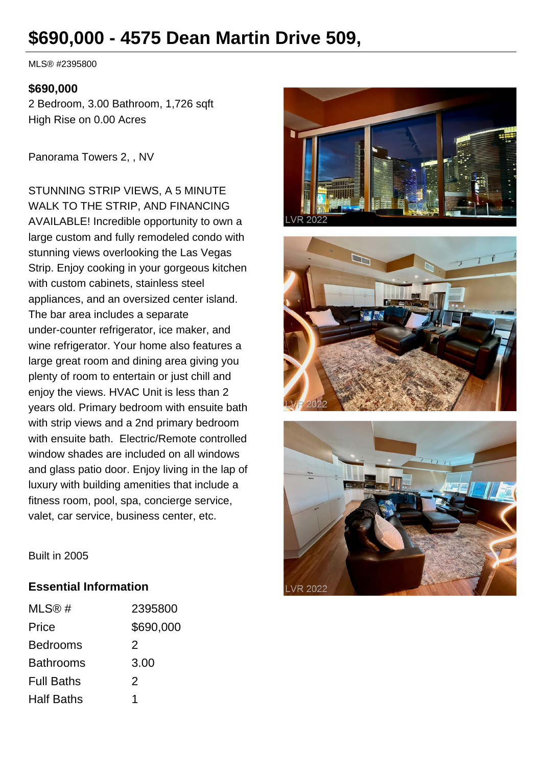# $690,000 - 4575 Dean Martin Drive 509,

MLS® #2395800

**$690,000**

2 Bedroom, 3.00 Bathroom, 1,726 sqft

High Rise on 0.00 Acres

Panorama Towers 2, , NV

STUNNING STRIP VIEWS, A 5 MINUTE WALK TO THE STRIP, AND FINANCING AVAILABLE! Incredible opportunity to own a large custom and fully remodeled condo with stunning views overlooking the Las Vegas Strip. Enjoy cooking in your gorgeous kitchen with custom cabinets, stainless steel appliances, and an oversized center island. The bar area includes a separate under-counter refrigerator, ice maker, and wine refrigerator. Your home also features a large great room and dining area giving you plenty of room to entertain or just chill and enjoy the views. HVAC Unit is less than 2 years old. Primary bedroom with ensuite bath with strip views and a 2nd primary bedroom with ensuite bath. Electric/Remote controlled window shades are included on all windows and glass patio door. Enjoy living in the lap of luxury with building amenities that include a fitness room, pool, spa, concierge service, valet, car service, business center, etc.

Built in 2005

## Essential Information

| | |
|---|---|
| MLS® # | 2395800 |
| Price | $690,000 |
| Bedrooms | 2 |
| Bathrooms | 3.00 |
| Full Baths | 2 |
| Half Baths | 1 |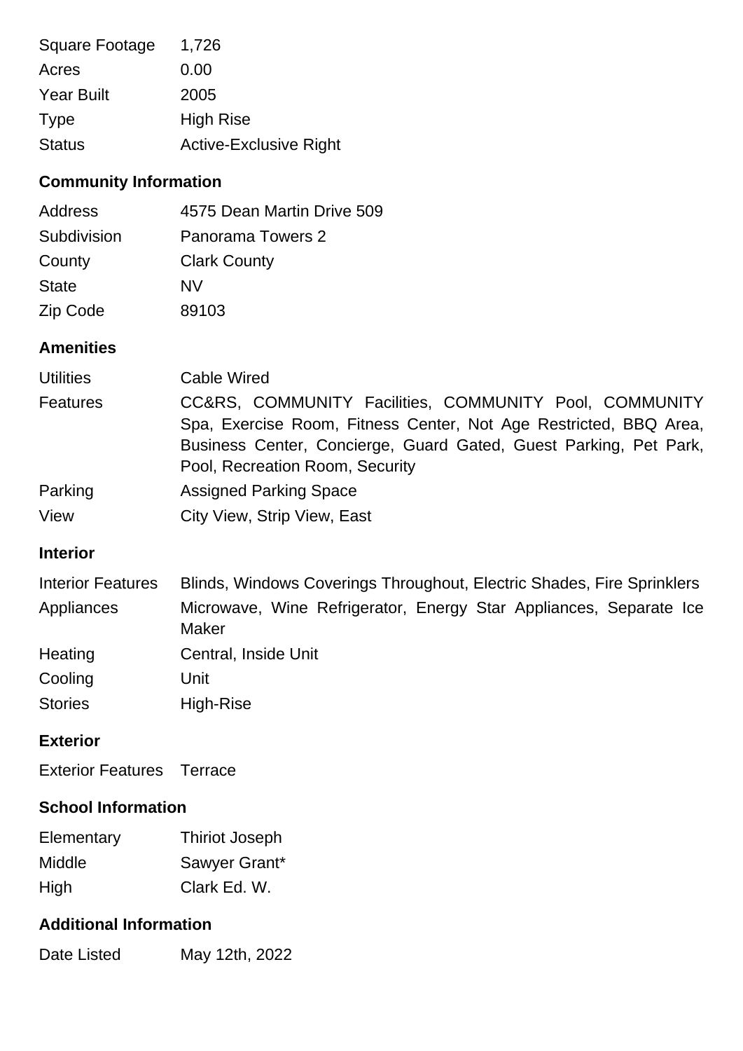| | |
|---|---|
| Square Footage | 1,726 |
| Acres | 0.00 |
| Year Built | 2005 |
| Type | High Rise |
| Status | Active-Exclusive Right |

## Community Information

| | |
|---|---|
| Address | 4575 Dean Martin Drive 509 |
| Subdivision | Panorama Towers 2 |
| County | Clark County |
| State | NV |
| Zip Code | 89103 |

## Amenities

| | |
|---|---|
| Utilities | Cable Wired |
| Features | CC&RS, COMMUNITY Facilities, COMMUNITY Pool, COMMUNITY Spa, Exercise Room, Fitness Center, Not Age Restricted, BBQ Area, Business Center, Concierge, Guard Gated, Guest Parking, Pet Park, Pool, Recreation Room, Security |
| Parking | Assigned Parking Space |
| View | City View, Strip View, East |

## Interior

| | |
|---|---|
| Interior Features | Blinds, Windows Coverings Throughout, Electric Shades, Fire Sprinklers |
| Appliances | Microwave, Wine Refrigerator, Energy Star Appliances, Separate Ice Maker |
| Heating | Central, Inside Unit |
| Cooling | Unit |
| Stories | High-Rise |

## Exterior

| | |
|---|---|
| Exterior Features | Terrace |

## School Information

| | |
|---|---|
| Elementary | Thiriot Joseph |
| Middle | Sawyer Grant* |
| High | Clark Ed. W. |

## Additional Information

| | |
|---|---|
| Date Listed | May 12th, 2022 |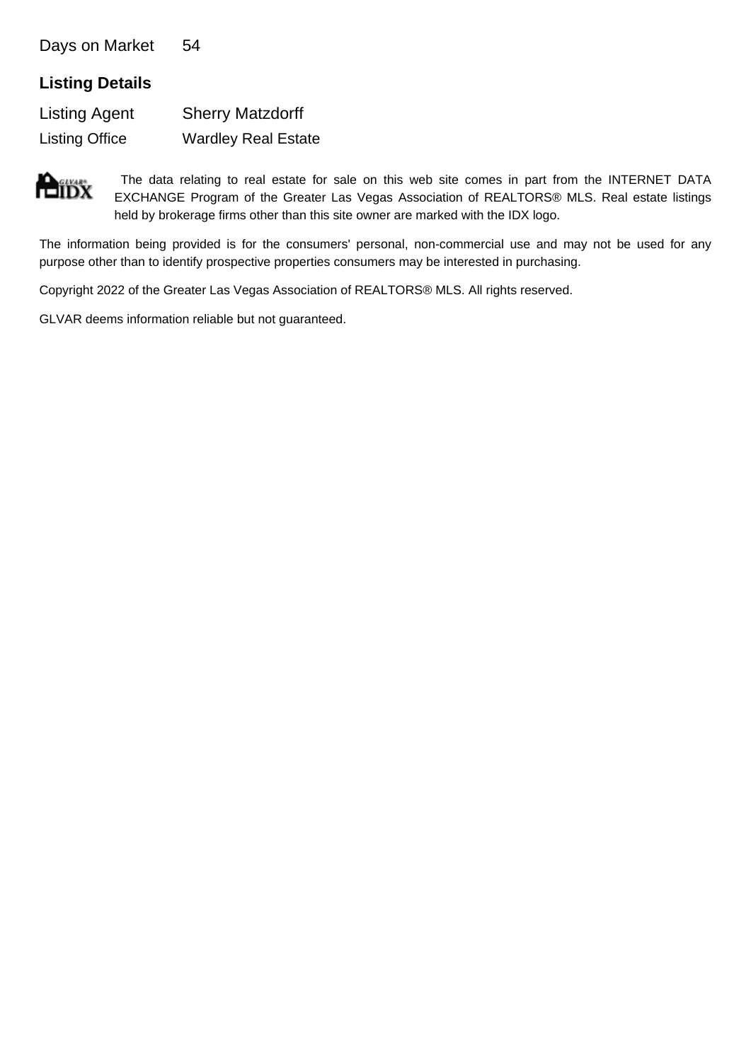| | |
|---|---|
| Days on Market | 54 |

## Listing Details

| | |
|---|---|
| Listing Agent | Sherry Matzdorff |
| Listing Office | Wardley Real Estate |

The data relating to real estate for sale on this web site comes in part from the INTERNET DATA EXCHANGE Program of the Greater Las Vegas Association of REALTORS® MLS. Real estate listings held by brokerage firms other than this site owner are marked with the IDX logo.

The information being provided is for the consumers' personal, non-commercial use and may not be used for any purpose other than to identify prospective properties consumers may be interested in purchasing.

Copyright 2022 of the Greater Las Vegas Association of REALTORS® MLS. All rights reserved.

GLVAR deems information reliable but not guaranteed.